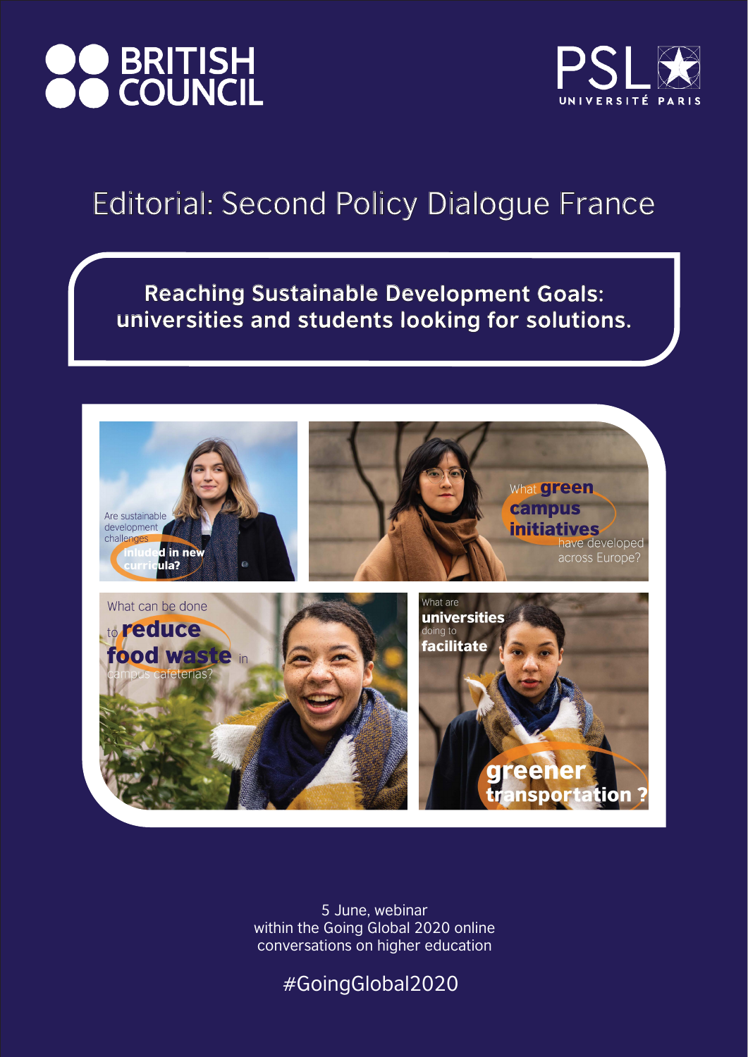BRITISH COUNCIL

PSL UNIVERSITÉ PARIS

# Editorial: Second Policy Dialogue France

## Reaching Sustainable Development Goals: universities and students looking for solutions.

Are sustainable development challenges **inluded in new curricula?**

What **green campus initiatives** have developed across Europe?

What can be done to **reduce food waste** in campus cafeterias?

What are **universities** doing to **facilitate greener transportation ?**

5 June, webinar
within the Going Global 2020 online conversations on higher education

#GoingGlobal2020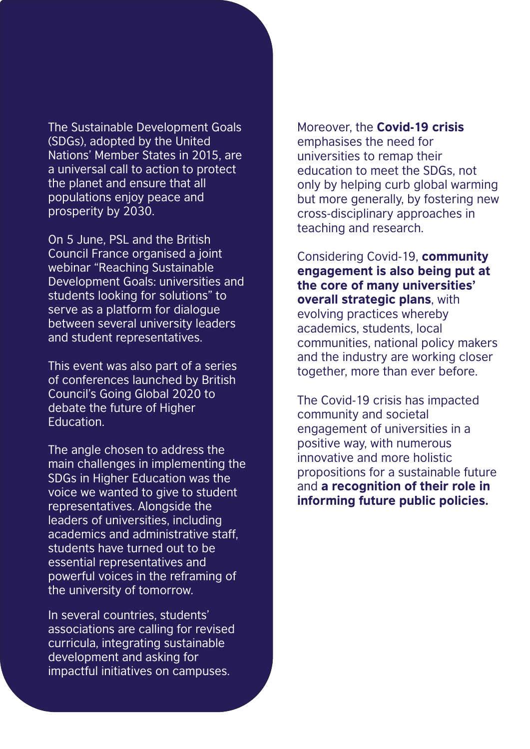The Sustainable Development Goals (SDGs), adopted by the United Nations' Member States in 2015, are a universal call to action to protect the planet and ensure that all populations enjoy peace and prosperity by 2030.

On 5 June, PSL and the British Council France organised a joint webinar "Reaching Sustainable Development Goals: universities and students looking for solutions" to serve as a platform for dialogue between several university leaders and student representatives.

This event was also part of a series of conferences launched by British Council's Going Global 2020 to debate the future of Higher Education.

The angle chosen to address the main challenges in implementing the SDGs in Higher Education was the voice we wanted to give to student representatives. Alongside the leaders of universities, including academics and administrative staff, students have turned out to be essential representatives and powerful voices in the reframing of the university of tomorrow.

In several countries, students' associations are calling for revised curricula, integrating sustainable development and asking for impactful initiatives on campuses.

Moreover, the **Covid-19 crisis** emphasises the need for universities to remap their education to meet the SDGs, not only by helping curb global warming but more generally, by fostering new cross-disciplinary approaches in teaching and research.

Considering Covid-19, **community engagement is also being put at the core of many universities' overall strategic plans**, with evolving practices whereby academics, students, local communities, national policy makers and the industry are working closer together, more than ever before.

The Covid-19 crisis has impacted community and societal engagement of universities in a positive way, with numerous innovative and more holistic propositions for a sustainable future and **a recognition of their role in informing future public policies.**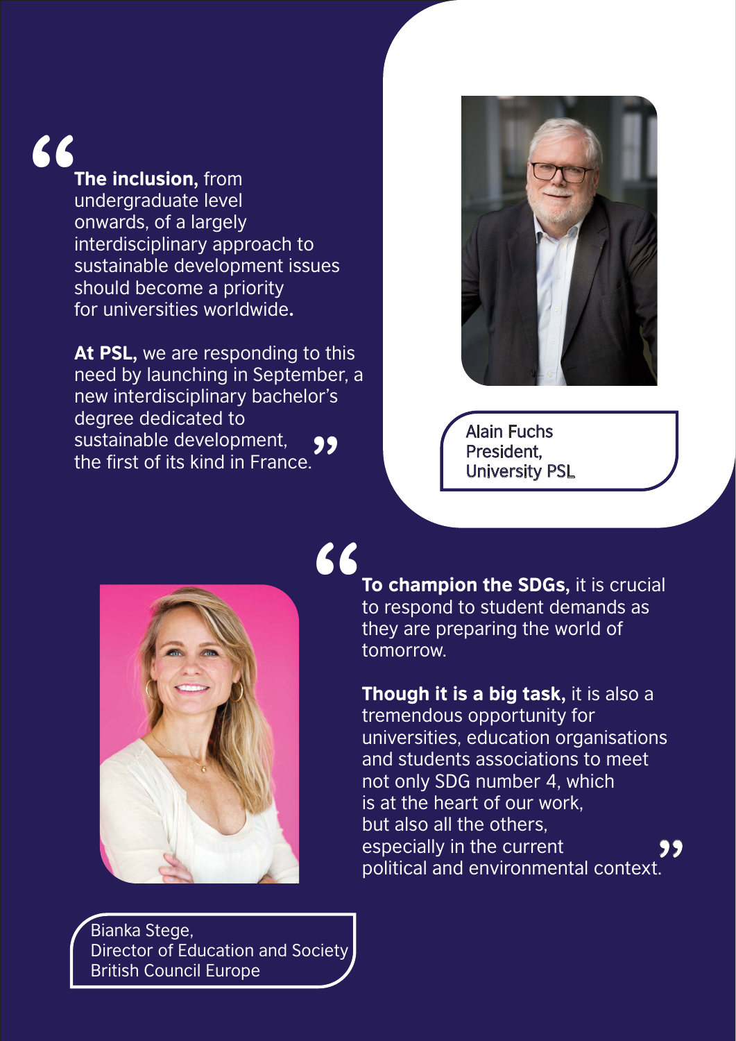> **The inclusion,** from undergraduate level onwards, of a largely interdisciplinary approach to sustainable development issues should become a priority for universities worldwide**.**
>
> **At PSL,** we are responding to this need by launching in September, a new interdisciplinary bachelor's degree dedicated to sustainable development, the first of its kind in France.

Alain Fuchs
President,
University PSL

> **To champion the SDGs,** it is crucial to respond to student demands as they are preparing the world of tomorrow.
>
> **Though it is a big task,** it is also a tremendous opportunity for universities, education organisations and students associations to meet not only SDG number 4, which is at the heart of our work, but also all the others, especially in the current political and environmental context.

Bianka Stege,
Director of Education and Society
British Council Europe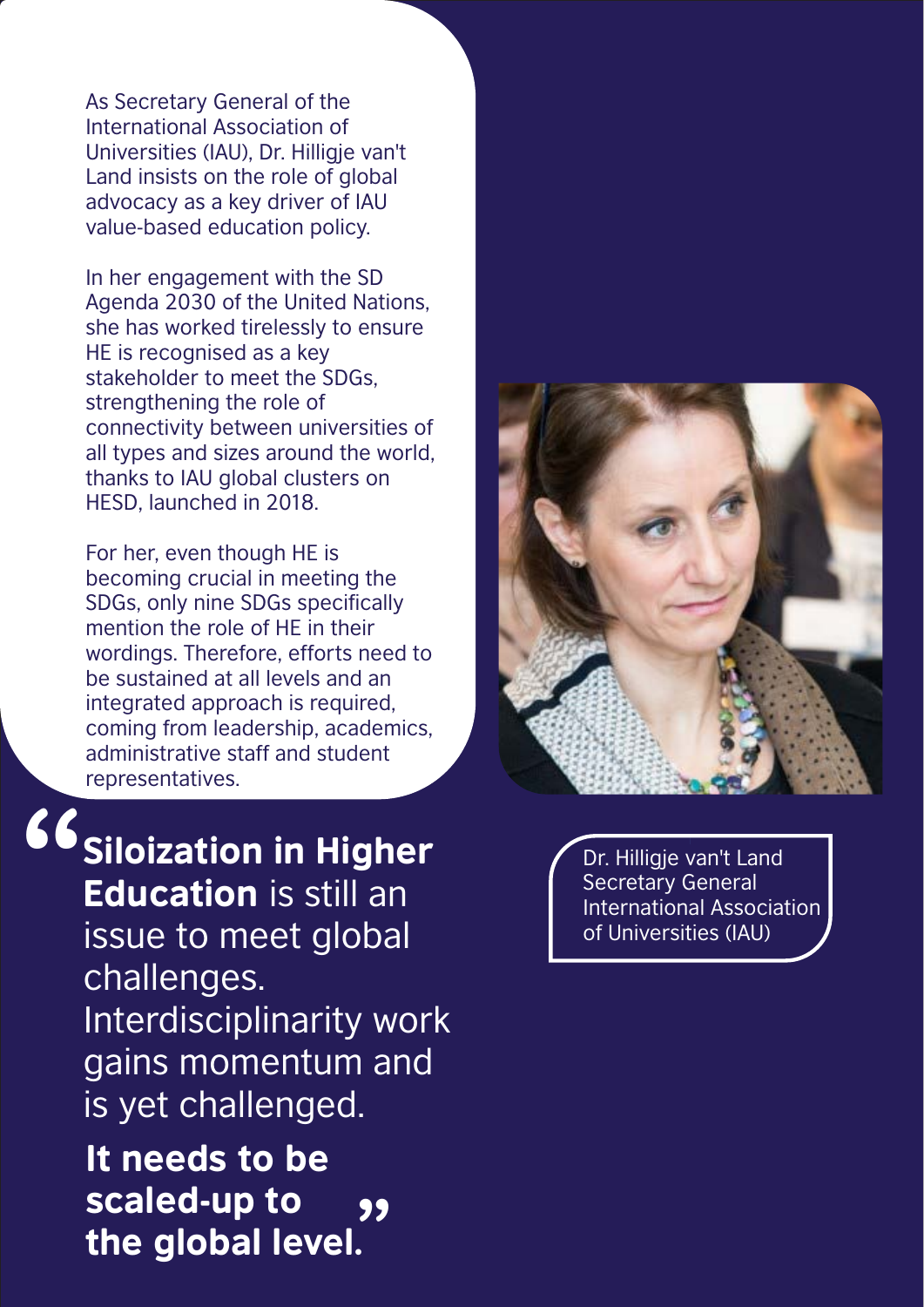As Secretary General of the International Association of Universities (IAU), Dr. Hilligje van't Land insists on the role of global advocacy as a key driver of IAU value-based education policy.

In her engagement with the SD Agenda 2030 of the United Nations, she has worked tirelessly to ensure HE is recognised as a key stakeholder to meet the SDGs, strengthening the role of connectivity between universities of all types and sizes around the world, thanks to IAU global clusters on HESD, launched in 2018.

For her, even though HE is becoming crucial in meeting the SDGs, only nine SDGs specifically mention the role of HE in their wordings. Therefore, efforts need to be sustained at all levels and an integrated approach is required, coming from leadership, academics, administrative staff and student representatives.

> “**Siloization in Higher Education** is still an issue to meet global challenges. Interdisciplinarity work gains momentum and is yet challenged.
>
> **It needs to be scaled-up to the global level.**”

Dr. Hilligje van't Land
Secretary General
International Association of Universities (IAU)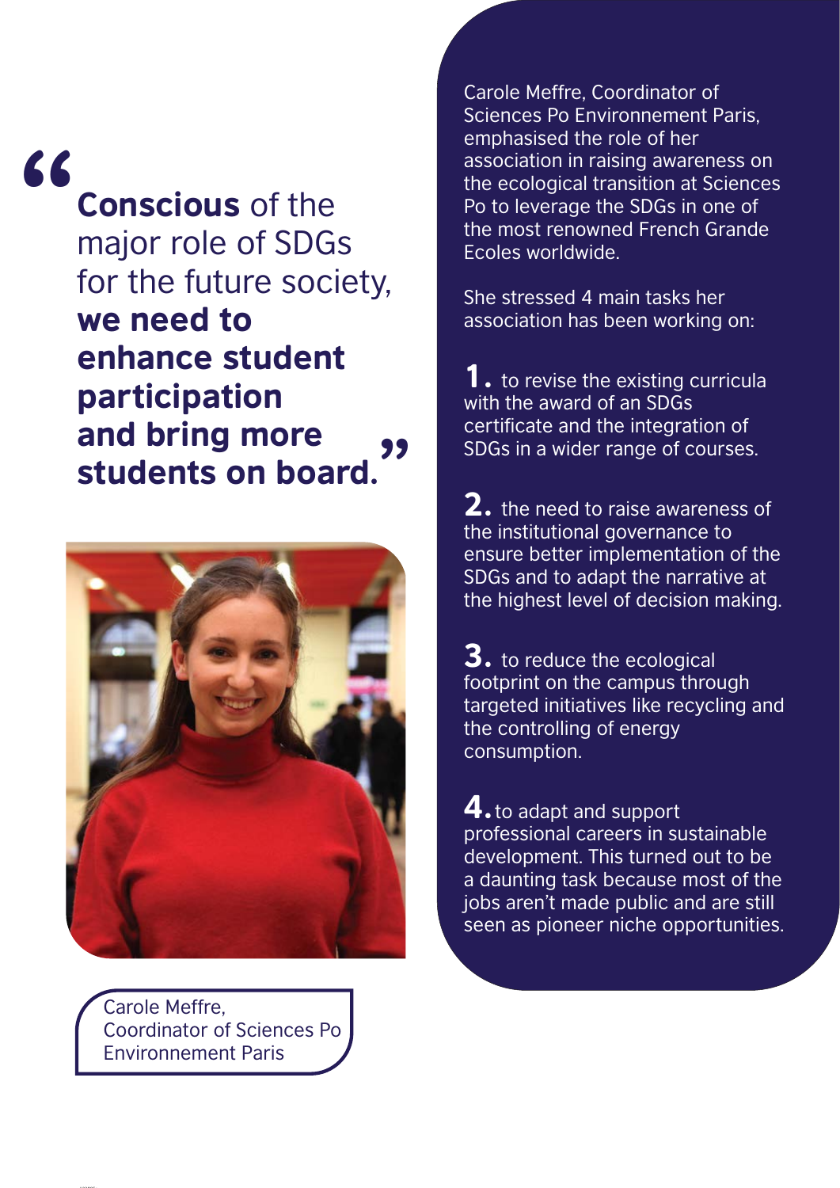> “**Conscious** of the major role of SDGs for the future society, **we need to enhance student participation and bring more students on board.**”

Carole Meffre,
Coordinator of Sciences Po Environnement Paris

Carole Meffre, Coordinator of Sciences Po Environnement Paris, emphasised the role of her association in raising awareness on the ecological transition at Sciences Po to leverage the SDGs in one of the most renowned French Grande Ecoles worldwide.

She stressed 4 main tasks her association has been working on:

**1.** to revise the existing curricula with the award of an SDGs certificate and the integration of SDGs in a wider range of courses.

**2.** the need to raise awareness of the institutional governance to ensure better implementation of the SDGs and to adapt the narrative at the highest level of decision making.

**3.** to reduce the ecological footprint on the campus through targeted initiatives like recycling and the controlling of energy consumption.

**4.** to adapt and support professional careers in sustainable development. This turned out to be a daunting task because most of the jobs aren’t made public and are still seen as pioneer niche opportunities.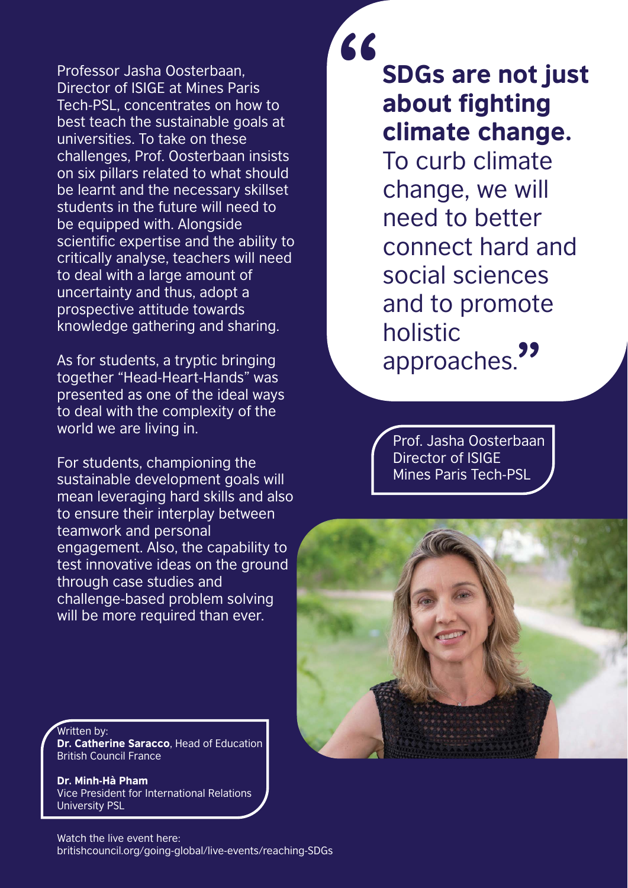Professor Jasha Oosterbaan, Director of ISIGE at Mines Paris Tech-PSL, concentrates on how to best teach the sustainable goals at universities. To take on these challenges, Prof. Oosterbaan insists on six pillars related to what should be learnt and the necessary skillset students in the future will need to be equipped with. Alongside scientific expertise and the ability to critically analyse, teachers will need to deal with a large amount of uncertainty and thus, adopt a prospective attitude towards knowledge gathering and sharing.

As for students, a tryptic bringing together "Head-Heart-Hands" was presented as one of the ideal ways to deal with the complexity of the world we are living in.

For students, championing the sustainable development goals will mean leveraging hard skills and also to ensure their interplay between teamwork and personal engagement. Also, the capability to test innovative ideas on the ground through case studies and challenge-based problem solving will be more required than ever.

> "**SDGs are not just about fighting climate change.** To curb climate change, we will need to better connect hard and social sciences and to promote holistic approaches."

Prof. Jasha Oosterbaan
Director of ISIGE
Mines Paris Tech-PSL

Written by:
**Dr. Catherine Saracco**, Head of Education
British Council France

**Dr. Minh-Hà Pham**
Vice President for International Relations
University PSL

Watch the live event here:
britishcouncil.org/going-global/live-events/reaching-SDGs